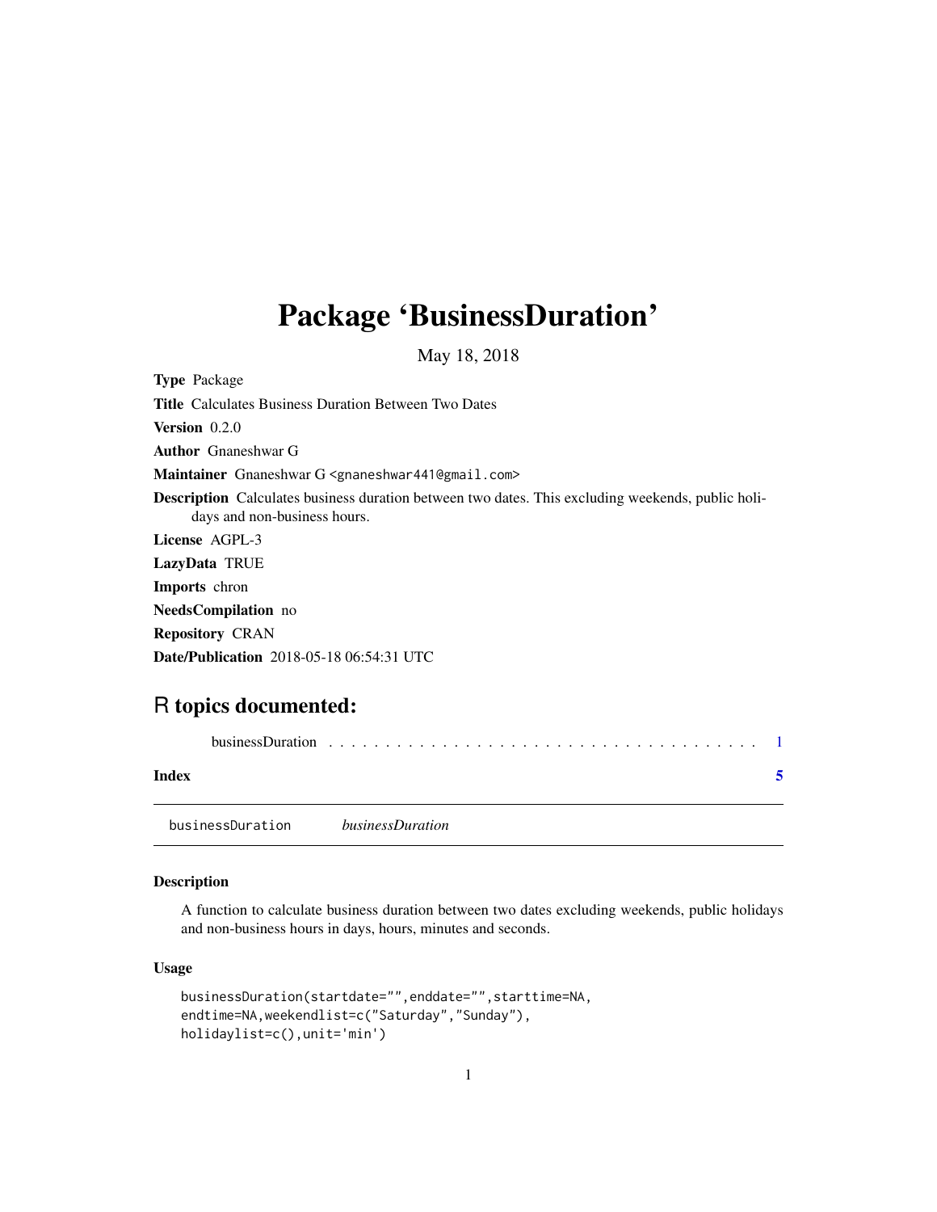# Package 'BusinessDuration'

May 18, 2018

**Type** Package

**Title** Calculates Business Duration Between Two Dates

**Version** 0.2.0

**Author** Gnaneshwar G

**Maintainer** Gnaneshwar G <gnaneshwar441@gmail.com>

**Description** Calculates business duration between two dates. This excluding weekends, public holidays and non-business hours.

**License** AGPL-3

**LazyData** TRUE

**Imports** chron

**NeedsCompilation** no

**Repository** CRAN

**Date/Publication** 2018-05-18 06:54:31 UTC

## R topics documented:

businessDuration . . . . . . . . . . . . . . . . . . . . . . . . . . . . . . . . . . . . . . . 1

**Index** **5**

---

businessDuration *businessDuration*

---

### Description

A function to calculate business duration between two dates excluding weekends, public holidays and non-business hours in days, hours, minutes and seconds.

### Usage

```
businessDuration(startdate="",enddate="",starttime=NA,
endtime=NA,weekendlist=c("Saturday","Sunday"),
holidaylist=c(),unit='min')
```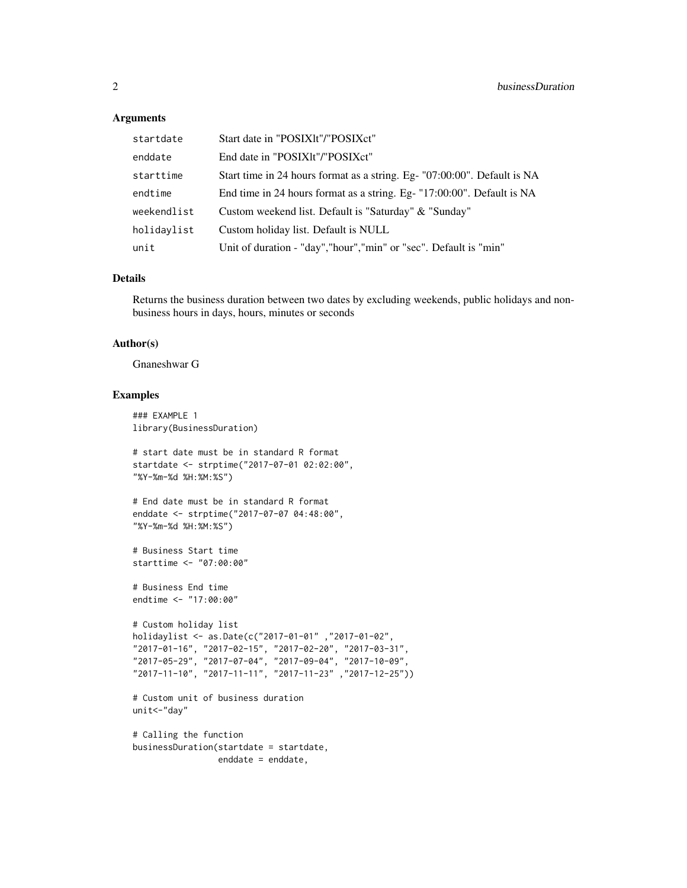### Arguments

| | |
|---|---|
| startdate | Start date in "POSIXlt"/"POSIXct" |
| enddate | End date in "POSIXlt"/"POSIXct" |
| starttime | Start time in 24 hours format as a string. Eg- "07:00:00". Default is NA |
| endtime | End time in 24 hours format as a string. Eg- "17:00:00". Default is NA |
| weekendlist | Custom weekend list. Default is "Saturday" & "Sunday" |
| holidaylist | Custom holiday list. Default is NULL |
| unit | Unit of duration - "day","hour","min" or "sec". Default is "min" |

### Details

Returns the business duration between two dates by excluding weekends, public holidays and non-business hours in days, hours, minutes or seconds

### Author(s)

Gnaneshwar G

### Examples

```
### EXAMPLE 1
library(BusinessDuration)

# start date must be in standard R format
startdate <- strptime("2017-07-01 02:02:00",
"%Y-%m-%d %H:%M:%S")

# End date must be in standard R format
enddate <- strptime("2017-07-07 04:48:00",
"%Y-%m-%d %H:%M:%S")

# Business Start time
starttime <- "07:00:00"

# Business End time
endtime <- "17:00:00"

# Custom holiday list
holidaylist <- as.Date(c("2017-01-01" ,"2017-01-02",
"2017-01-16", "2017-02-15", "2017-02-20", "2017-03-31",
"2017-05-29", "2017-07-04", "2017-09-04", "2017-10-09",
"2017-11-10", "2017-11-11", "2017-11-23" ,"2017-12-25"))

# Custom unit of business duration
unit<-"day"

# Calling the function
businessDuration(startdate = startdate,
                 enddate = enddate,
```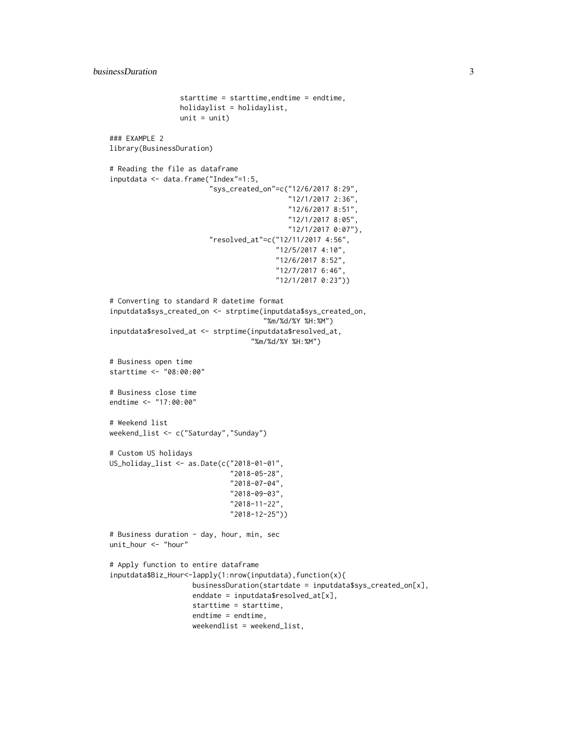```
                 starttime = starttime,endtime = endtime,
                 holidaylist = holidaylist,
                 unit = unit)

### EXAMPLE 2
library(BusinessDuration)

# Reading the file as dataframe
inputdata <- data.frame("Index"=1:5,
                        "sys_created_on"=c("12/6/2017 8:29",
                                           "12/1/2017 2:36",
                                           "12/6/2017 8:51",
                                           "12/1/2017 8:05",
                                           "12/1/2017 0:07"),
                        "resolved_at"=c("12/11/2017 4:56",
                                        "12/5/2017 4:10",
                                        "12/6/2017 8:52",
                                        "12/7/2017 6:46",
                                        "12/1/2017 0:23"))

# Converting to standard R datetime format
inputdata$sys_created_on <- strptime(inputdata$sys_created_on,
                                     "%m/%d/%Y %H:%M")
inputdata$resolved_at <- strptime(inputdata$resolved_at,
                                  "%m/%d/%Y %H:%M")

# Business open time
starttime <- "08:00:00"

# Business close time
endtime <- "17:00:00"

# Weekend list
weekend_list <- c("Saturday","Sunday")

# Custom US holidays
US_holiday_list <- as.Date(c("2018-01-01",
                             "2018-05-28",
                             "2018-07-04",
                             "2018-09-03",
                             "2018-11-22",
                             "2018-12-25"))

# Business duration - day, hour, min, sec
unit_hour <- "hour"

# Apply function to entire dataframe
inputdata$Biz_Hour<-lapply(1:nrow(inputdata),function(x){
                    businessDuration(startdate = inputdata$sys_created_on[x],
                    enddate = inputdata$resolved_at[x],
                    starttime = starttime,
                    endtime = endtime,
                    weekendlist = weekend_list,
```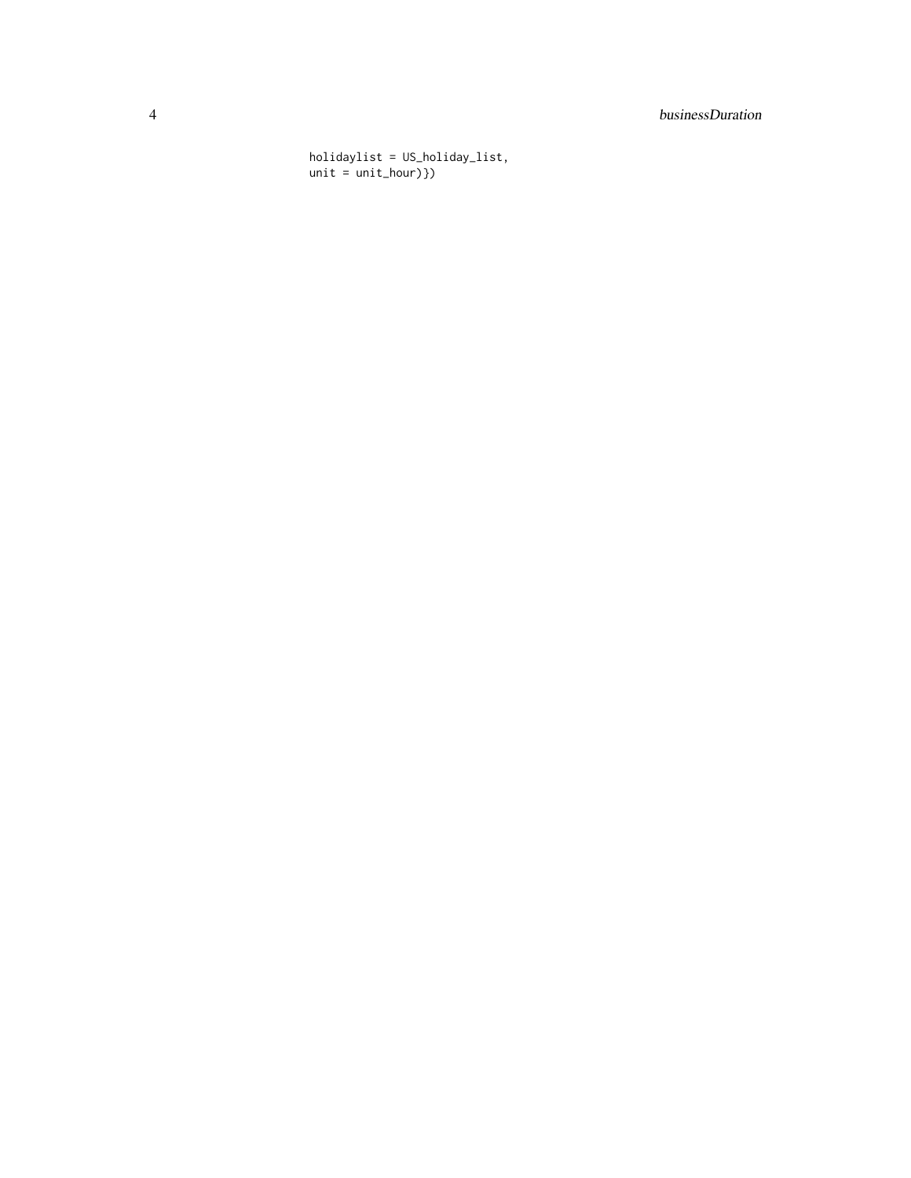```
holidaylist = US_holiday_list,
unit = unit_hour)})
```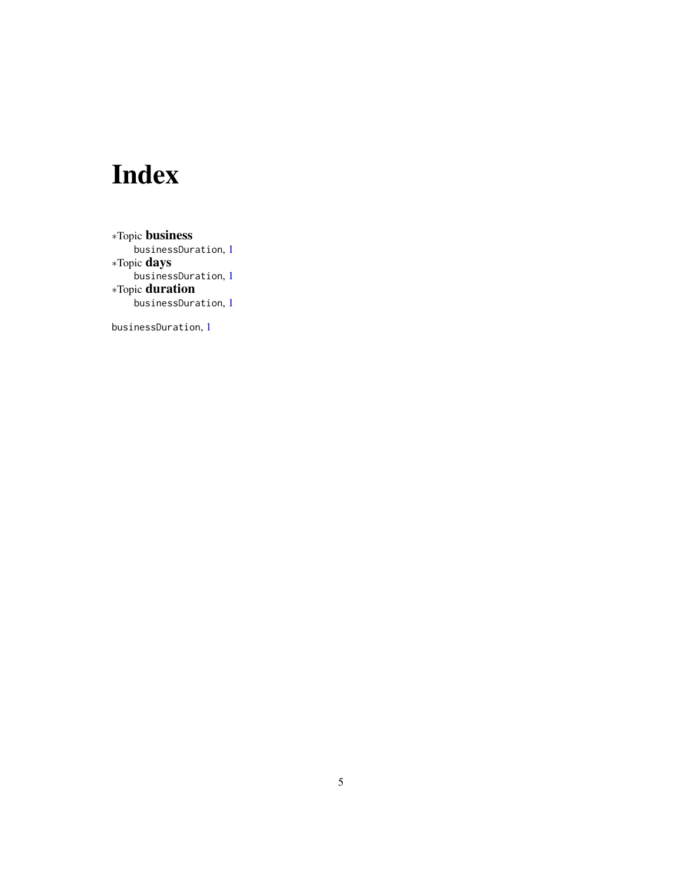# Index

∗Topic **business**
    businessDuration, 1
∗Topic **days**
    businessDuration, 1
∗Topic **duration**
    businessDuration, 1

businessDuration, 1